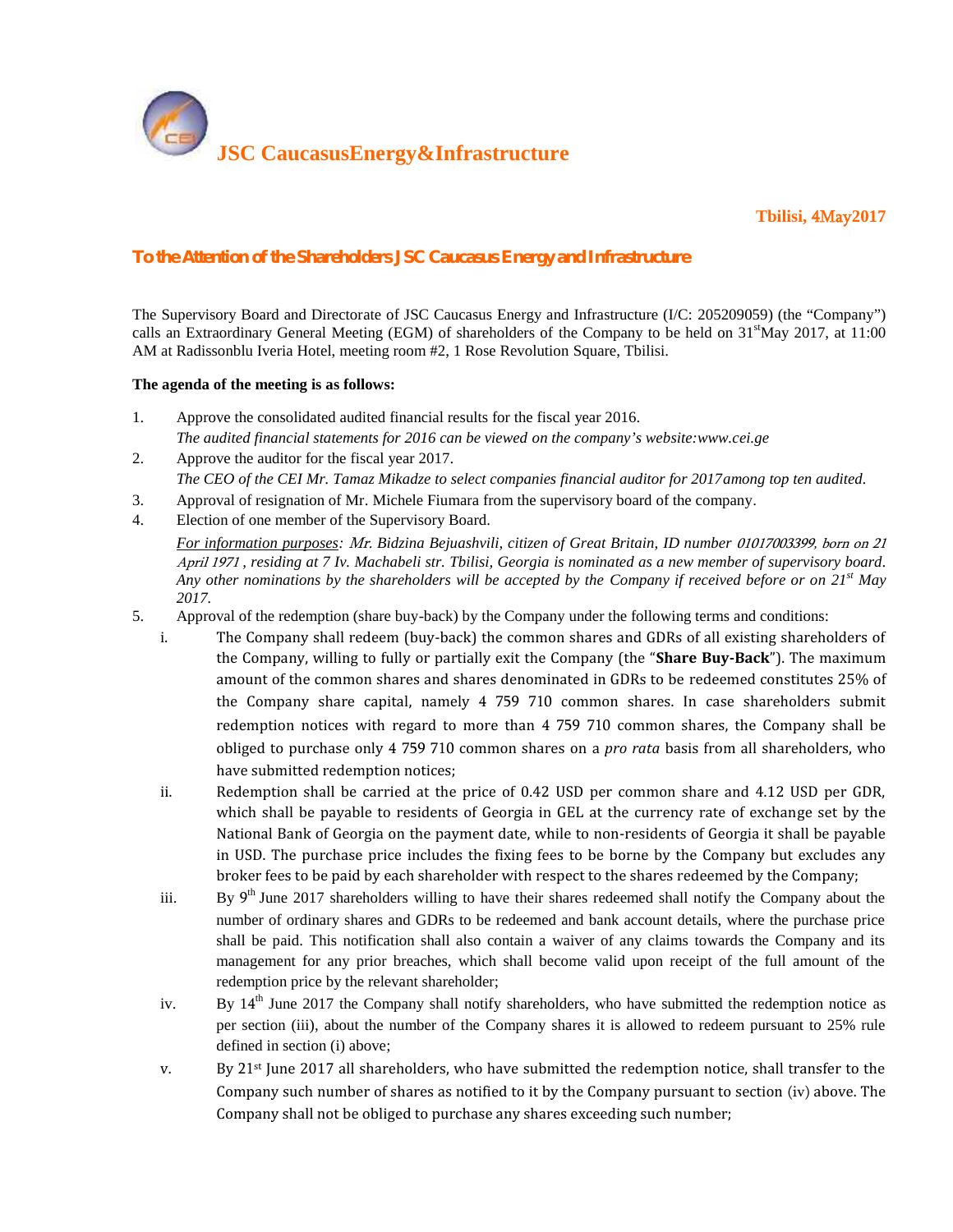# JSC CaucasusEnergy&Infrastructure

**Tbilisi, 4May2017**

## To the Attention of the Shareholders JSC Caucasus Energy and Infrastructure

The Supervisory Board and Directorate of JSC Caucasus Energy and Infrastructure (I/C: 205209059) (the "Company") calls an Extraordinary General Meeting (EGM) of shareholders of the Company to be held on 31st May 2017, at 11:00 AM at Radissonblu Iveria Hotel, meeting room #2, 1 Rose Revolution Square, Tbilisi.

**The agenda of the meeting is as follows:**

1. Approve the consolidated audited financial results for the fiscal year 2016.
   *The audited financial statements for 2016 can be viewed on the company's website:www.cei.ge*
2. Approve the auditor for the fiscal year 2017.
   *The CEO of the CEI Mr. Tamaz Mikadze to select companies financial auditor for 2017among top ten audited.*
3. Approval of resignation of Mr. Michele Fiumara from the supervisory board of the company.
4. Election of one member of the Supervisory Board.
   *For information purposes: Mr. Bidzina Bejuashvili, citizen of Great Britain, ID number 01017003399, born on 21 April 1971 , residing at 7 Iv. Machabeli str. Tbilisi, Georgia is nominated as a new member of supervisory board. Any other nominations by the shareholders will be accepted by the Company if received before or on 21st May 2017.*
5. Approval of the redemption (share buy-back) by the Company under the following terms and conditions:
   i. The Company shall redeem (buy-back) the common shares and GDRs of all existing shareholders of the Company, willing to fully or partially exit the Company (the "**Share Buy-Back**"). The maximum amount of the common shares and shares denominated in GDRs to be redeemed constitutes 25% of the Company share capital, namely 4 759 710 common shares. In case shareholders submit redemption notices with regard to more than 4 759 710 common shares, the Company shall be obliged to purchase only 4 759 710 common shares on a *pro rata* basis from all shareholders, who have submitted redemption notices;
   ii. Redemption shall be carried at the price of 0.42 USD per common share and 4.12 USD per GDR, which shall be payable to residents of Georgia in GEL at the currency rate of exchange set by the National Bank of Georgia on the payment date, while to non-residents of Georgia it shall be payable in USD. The purchase price includes the fixing fees to be borne by the Company but excludes any broker fees to be paid by each shareholder with respect to the shares redeemed by the Company;
   iii. By 9th June 2017 shareholders willing to have their shares redeemed shall notify the Company about the number of ordinary shares and GDRs to be redeemed and bank account details, where the purchase price shall be paid. This notification shall also contain a waiver of any claims towards the Company and its management for any prior breaches, which shall become valid upon receipt of the full amount of the redemption price by the relevant shareholder;
   iv. By 14th June 2017 the Company shall notify shareholders, who have submitted the redemption notice as per section (iii), about the number of the Company shares it is allowed to redeem pursuant to 25% rule defined in section (i) above;
   v. By 21st June 2017 all shareholders, who have submitted the redemption notice, shall transfer to the Company such number of shares as notified to it by the Company pursuant to section (iv) above. The Company shall not be obliged to purchase any shares exceeding such number;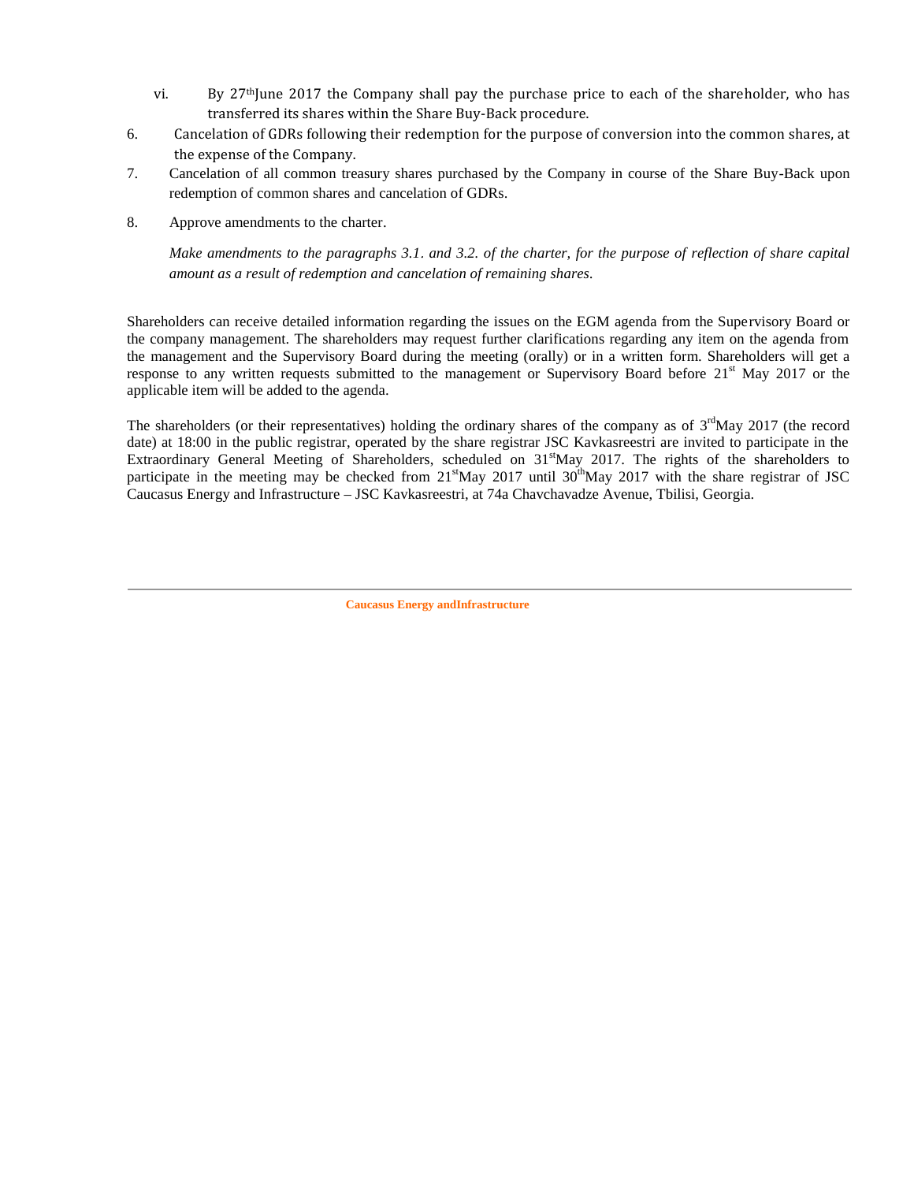vi. By 27th June 2017 the Company shall pay the purchase price to each of the shareholder, who has transferred its shares within the Share Buy-Back procedure.

6. Cancelation of GDRs following their redemption for the purpose of conversion into the common shares, at the expense of the Company.

7. Cancelation of all common treasury shares purchased by the Company in course of the Share Buy-Back upon redemption of common shares and cancelation of GDRs.

8. Approve amendments to the charter.

   *Make amendments to the paragraphs 3.1. and 3.2. of the charter, for the purpose of reflection of share capital amount as a result of redemption and cancelation of remaining shares.*

Shareholders can receive detailed information regarding the issues on the EGM agenda from the Supervisory Board or the company management. The shareholders may request further clarifications regarding any item on the agenda from the management and the Supervisory Board during the meeting (orally) or in a written form. Shareholders will get a response to any written requests submitted to the management or Supervisory Board before 21st May 2017 or the applicable item will be added to the agenda.

The shareholders (or their representatives) holding the ordinary shares of the company as of 3rd May 2017 (the record date) at 18:00 in the public registrar, operated by the share registrar JSC Kavkasreestri are invited to participate in the Extraordinary General Meeting of Shareholders, scheduled on 31st May 2017. The rights of the shareholders to participate in the meeting may be checked from 21st May 2017 until 30th May 2017 with the share registrar of JSC Caucasus Energy and Infrastructure – JSC Kavkasreestri, at 74a Chavchavadze Avenue, Tbilisi, Georgia.